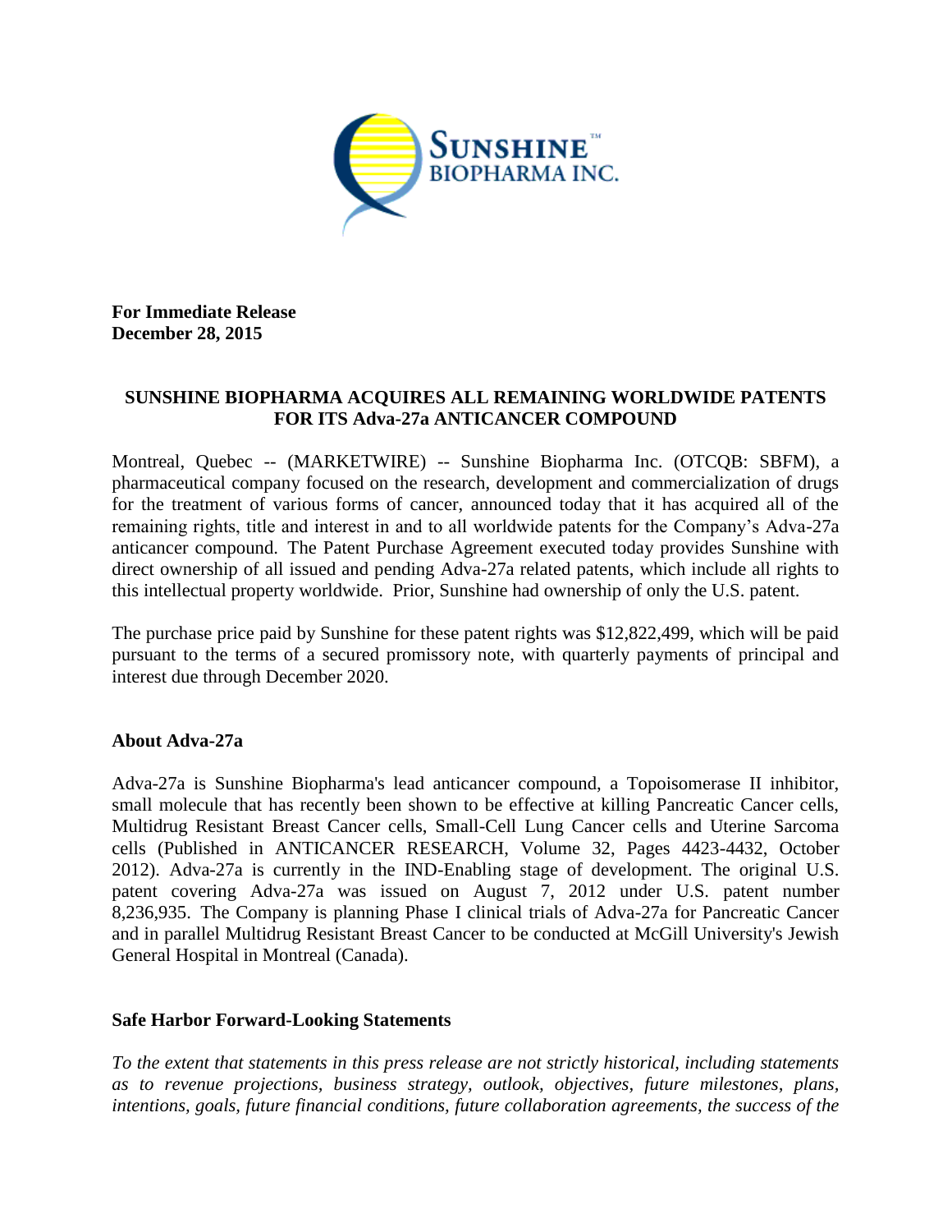**For Immediate Release**
**December 28, 2015**

## SUNSHINE BIOPHARMA ACQUIRES ALL REMAINING WORLDWIDE PATENTS FOR ITS Adva-27a ANTICANCER COMPOUND

Montreal, Quebec -- (MARKETWIRE) -- Sunshine Biopharma Inc. (OTCQB: SBFM), a pharmaceutical company focused on the research, development and commercialization of drugs for the treatment of various forms of cancer, announced today that it has acquired all of the remaining rights, title and interest in and to all worldwide patents for the Company's Adva-27a anticancer compound. The Patent Purchase Agreement executed today provides Sunshine with direct ownership of all issued and pending Adva-27a related patents, which include all rights to this intellectual property worldwide. Prior, Sunshine had ownership of only the U.S. patent.

The purchase price paid by Sunshine for these patent rights was $12,822,499, which will be paid pursuant to the terms of a secured promissory note, with quarterly payments of principal and interest due through December 2020.

### About Adva-27a

Adva-27a is Sunshine Biopharma's lead anticancer compound, a Topoisomerase II inhibitor, small molecule that has recently been shown to be effective at killing Pancreatic Cancer cells, Multidrug Resistant Breast Cancer cells, Small-Cell Lung Cancer cells and Uterine Sarcoma cells (Published in ANTICANCER RESEARCH, Volume 32, Pages 4423-4432, October 2012). Adva-27a is currently in the IND-Enabling stage of development. The original U.S. patent covering Adva-27a was issued on August 7, 2012 under U.S. patent number 8,236,935. The Company is planning Phase I clinical trials of Adva-27a for Pancreatic Cancer and in parallel Multidrug Resistant Breast Cancer to be conducted at McGill University's Jewish General Hospital in Montreal (Canada).

### Safe Harbor Forward-Looking Statements

*To the extent that statements in this press release are not strictly historical, including statements as to revenue projections, business strategy, outlook, objectives, future milestones, plans, intentions, goals, future financial conditions, future collaboration agreements, the success of the*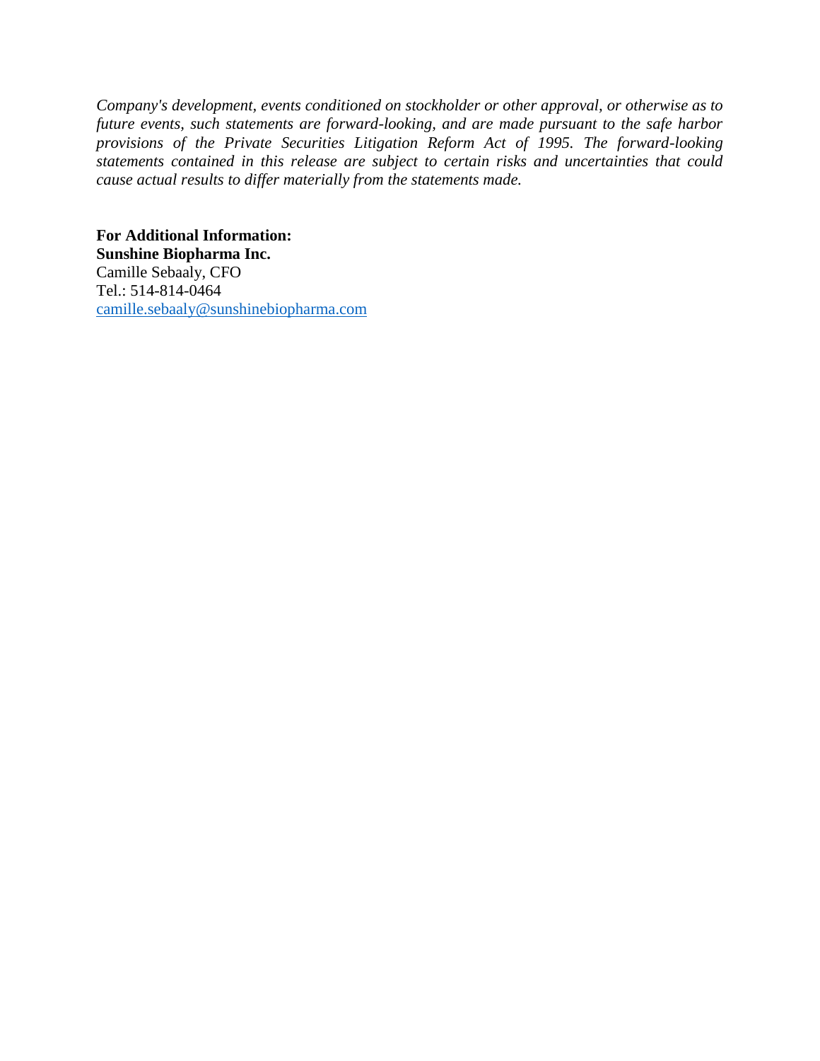*Company's development, events conditioned on stockholder or other approval, or otherwise as to future events, such statements are forward-looking, and are made pursuant to the safe harbor provisions of the Private Securities Litigation Reform Act of 1995. The forward-looking statements contained in this release are subject to certain risks and uncertainties that could cause actual results to differ materially from the statements made.*

**For Additional Information:**
**Sunshine Biopharma Inc.**
Camille Sebaaly, CFO
Tel.: 514-814-0464
camille.sebaaly@sunshinebiopharma.com